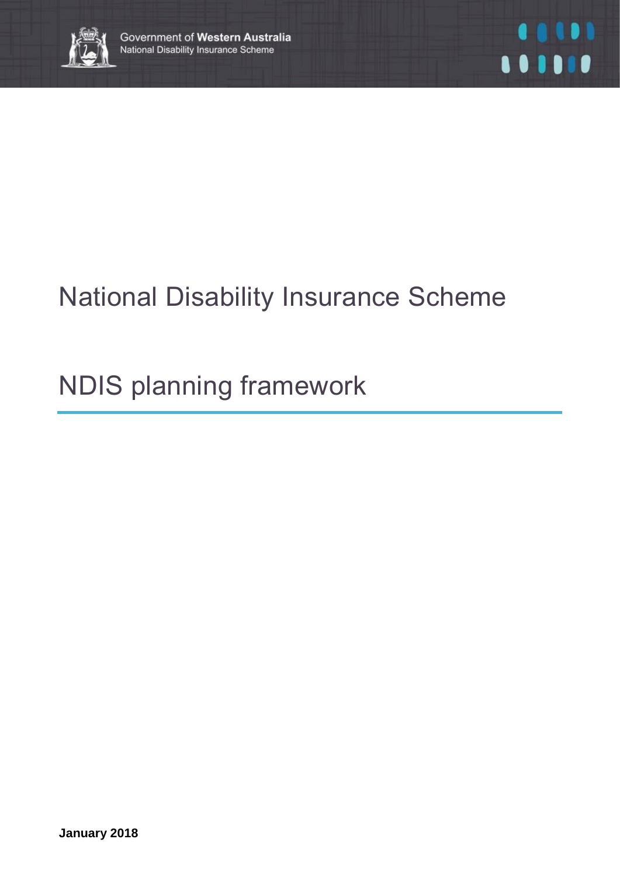Government of **Western Australia**
National Disability Insurance Scheme

# National Disability Insurance Scheme

# NDIS planning framework

**January 2018**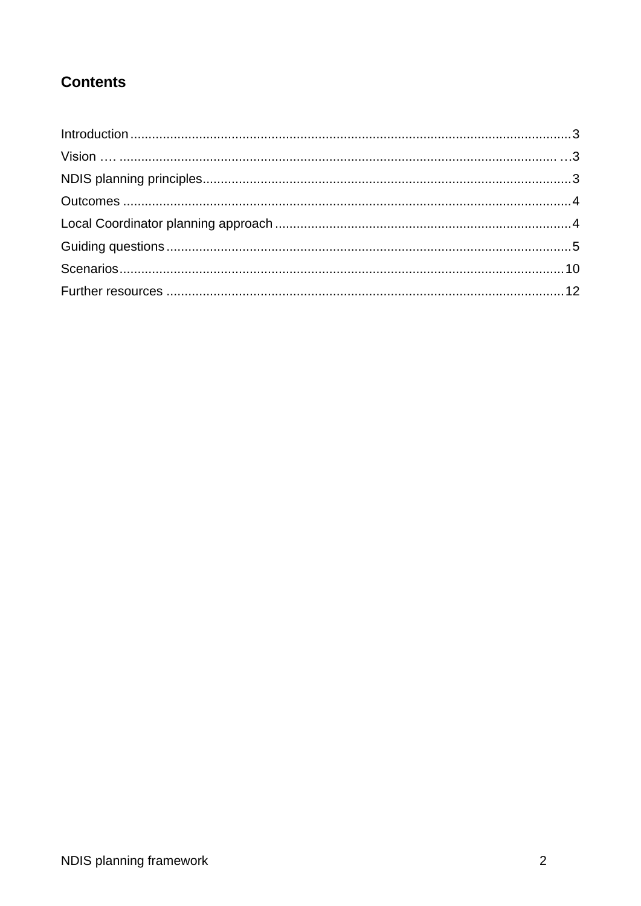## Contents

| Section | Page |
|---|---|
| Introduction | 3 |
| Vision | 3 |
| NDIS planning principles | 3 |
| Outcomes | 4 |
| Local Coordinator planning approach | 4 |
| Guiding questions | 5 |
| Scenarios | 10 |
| Further resources | 12 |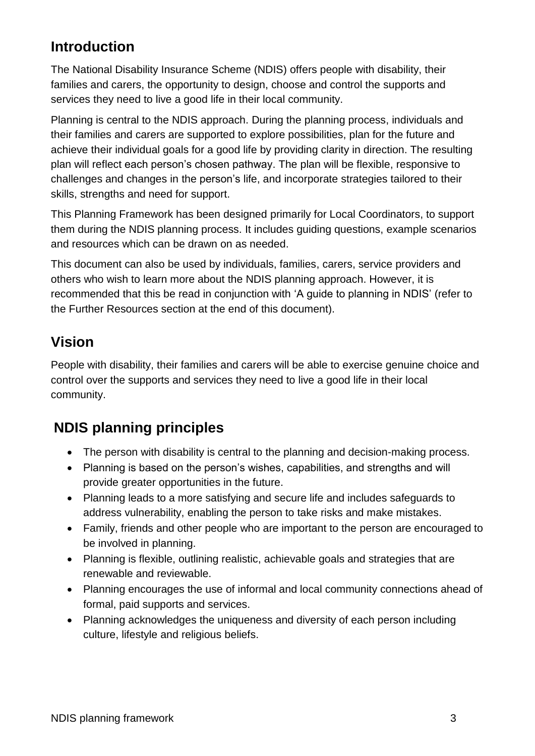## Introduction

The National Disability Insurance Scheme (NDIS) offers people with disability, their families and carers, the opportunity to design, choose and control the supports and services they need to live a good life in their local community.

Planning is central to the NDIS approach. During the planning process, individuals and their families and carers are supported to explore possibilities, plan for the future and achieve their individual goals for a good life by providing clarity in direction. The resulting plan will reflect each person's chosen pathway. The plan will be flexible, responsive to challenges and changes in the person's life, and incorporate strategies tailored to their skills, strengths and need for support.

This Planning Framework has been designed primarily for Local Coordinators, to support them during the NDIS planning process. It includes guiding questions, example scenarios and resources which can be drawn on as needed.

This document can also be used by individuals, families, carers, service providers and others who wish to learn more about the NDIS planning approach. However, it is recommended that this be read in conjunction with 'A guide to planning in NDIS' (refer to the Further Resources section at the end of this document).

## Vision

People with disability, their families and carers will be able to exercise genuine choice and control over the supports and services they need to live a good life in their local community.

## NDIS planning principles

- The person with disability is central to the planning and decision-making process.
- Planning is based on the person's wishes, capabilities, and strengths and will provide greater opportunities in the future.
- Planning leads to a more satisfying and secure life and includes safeguards to address vulnerability, enabling the person to take risks and make mistakes.
- Family, friends and other people who are important to the person are encouraged to be involved in planning.
- Planning is flexible, outlining realistic, achievable goals and strategies that are renewable and reviewable.
- Planning encourages the use of informal and local community connections ahead of formal, paid supports and services.
- Planning acknowledges the uniqueness and diversity of each person including culture, lifestyle and religious beliefs.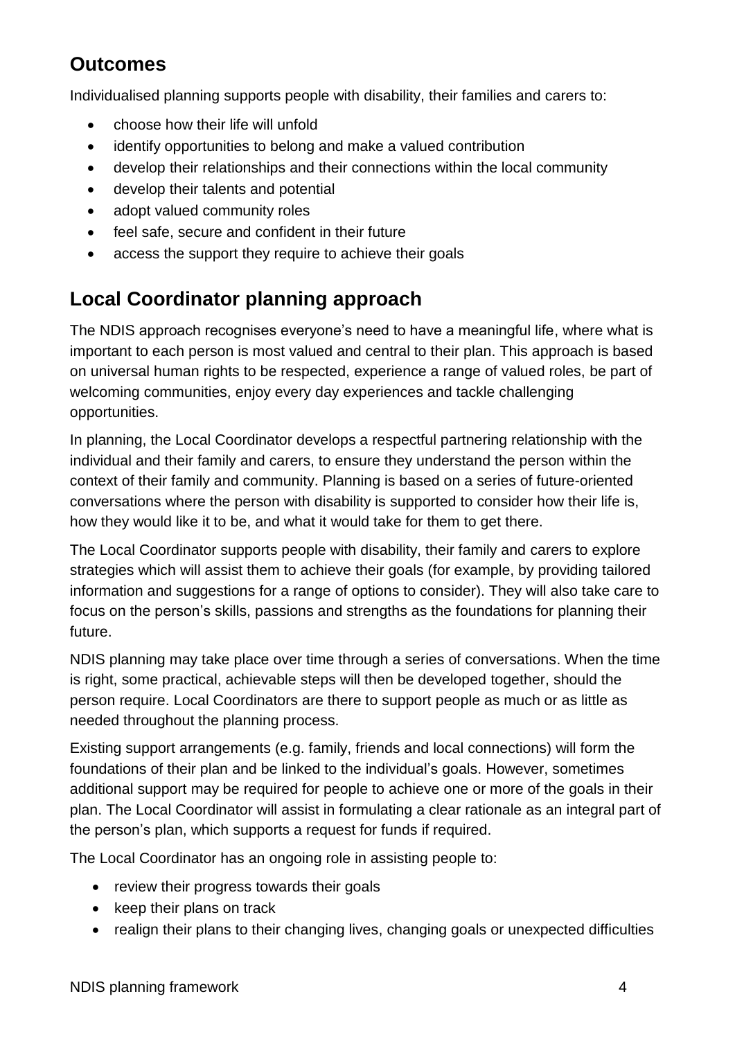## Outcomes

Individualised planning supports people with disability, their families and carers to:

- choose how their life will unfold
- identify opportunities to belong and make a valued contribution
- develop their relationships and their connections within the local community
- develop their talents and potential
- adopt valued community roles
- feel safe, secure and confident in their future
- access the support they require to achieve their goals

## Local Coordinator planning approach

The NDIS approach recognises everyone's need to have a meaningful life, where what is important to each person is most valued and central to their plan. This approach is based on universal human rights to be respected, experience a range of valued roles, be part of welcoming communities, enjoy every day experiences and tackle challenging opportunities.

In planning, the Local Coordinator develops a respectful partnering relationship with the individual and their family and carers, to ensure they understand the person within the context of their family and community. Planning is based on a series of future-oriented conversations where the person with disability is supported to consider how their life is, how they would like it to be, and what it would take for them to get there.

The Local Coordinator supports people with disability, their family and carers to explore strategies which will assist them to achieve their goals (for example, by providing tailored information and suggestions for a range of options to consider). They will also take care to focus on the person's skills, passions and strengths as the foundations for planning their future.

NDIS planning may take place over time through a series of conversations. When the time is right, some practical, achievable steps will then be developed together, should the person require. Local Coordinators are there to support people as much or as little as needed throughout the planning process.

Existing support arrangements (e.g. family, friends and local connections) will form the foundations of their plan and be linked to the individual's goals. However, sometimes additional support may be required for people to achieve one or more of the goals in their plan. The Local Coordinator will assist in formulating a clear rationale as an integral part of the person's plan, which supports a request for funds if required.

The Local Coordinator has an ongoing role in assisting people to:

- review their progress towards their goals
- keep their plans on track
- realign their plans to their changing lives, changing goals or unexpected difficulties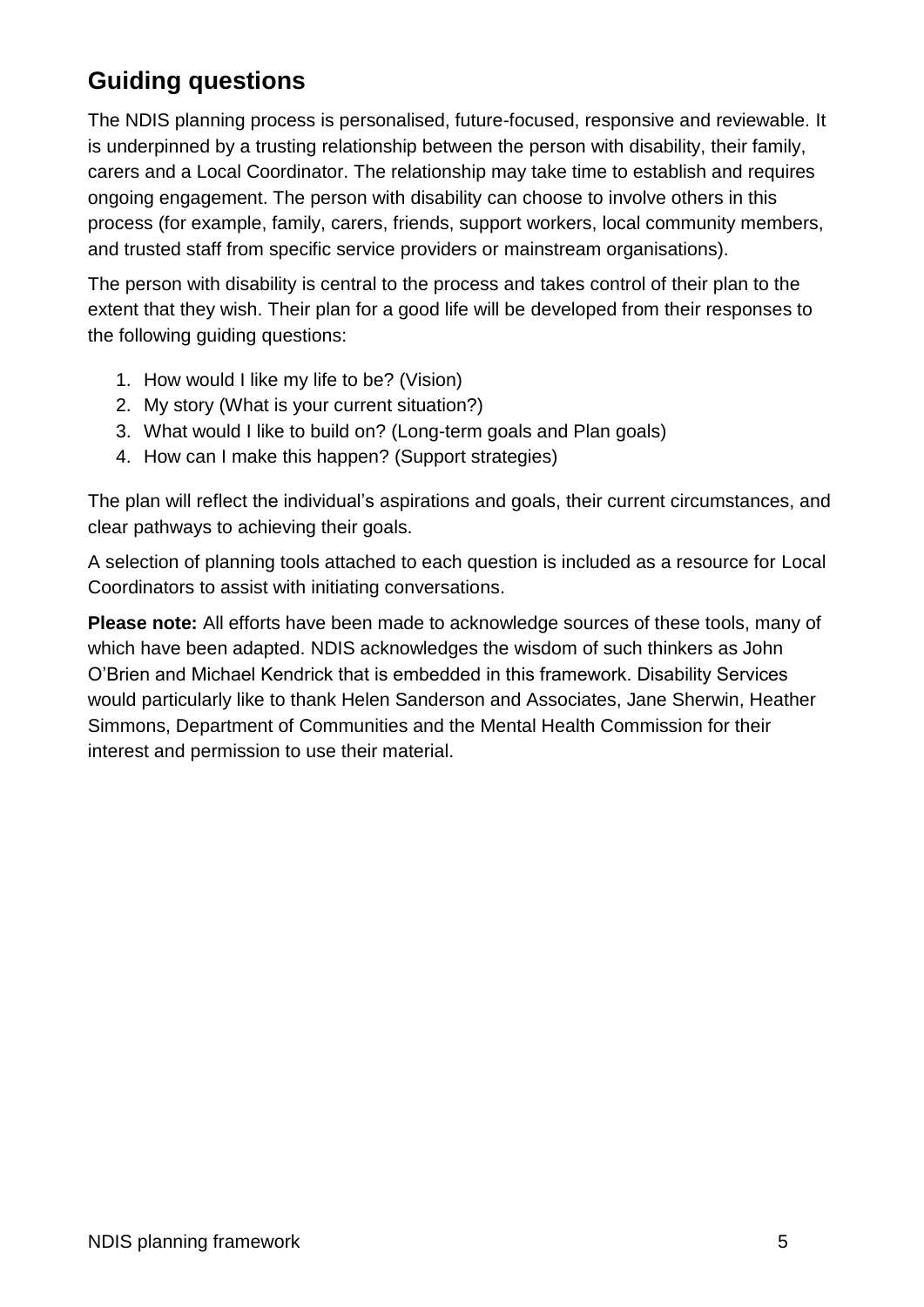## Guiding questions

The NDIS planning process is personalised, future-focused, responsive and reviewable. It is underpinned by a trusting relationship between the person with disability, their family, carers and a Local Coordinator. The relationship may take time to establish and requires ongoing engagement. The person with disability can choose to involve others in this process (for example, family, carers, friends, support workers, local community members, and trusted staff from specific service providers or mainstream organisations).

The person with disability is central to the process and takes control of their plan to the extent that they wish. Their plan for a good life will be developed from their responses to the following guiding questions:

1. How would I like my life to be? (Vision)
2. My story (What is your current situation?)
3. What would I like to build on? (Long-term goals and Plan goals)
4. How can I make this happen? (Support strategies)

The plan will reflect the individual's aspirations and goals, their current circumstances, and clear pathways to achieving their goals.

A selection of planning tools attached to each question is included as a resource for Local Coordinators to assist with initiating conversations.

**Please note:** All efforts have been made to acknowledge sources of these tools, many of which have been adapted. NDIS acknowledges the wisdom of such thinkers as John O'Brien and Michael Kendrick that is embedded in this framework. Disability Services would particularly like to thank Helen Sanderson and Associates, Jane Sherwin, Heather Simmons, Department of Communities and the Mental Health Commission for their interest and permission to use their material.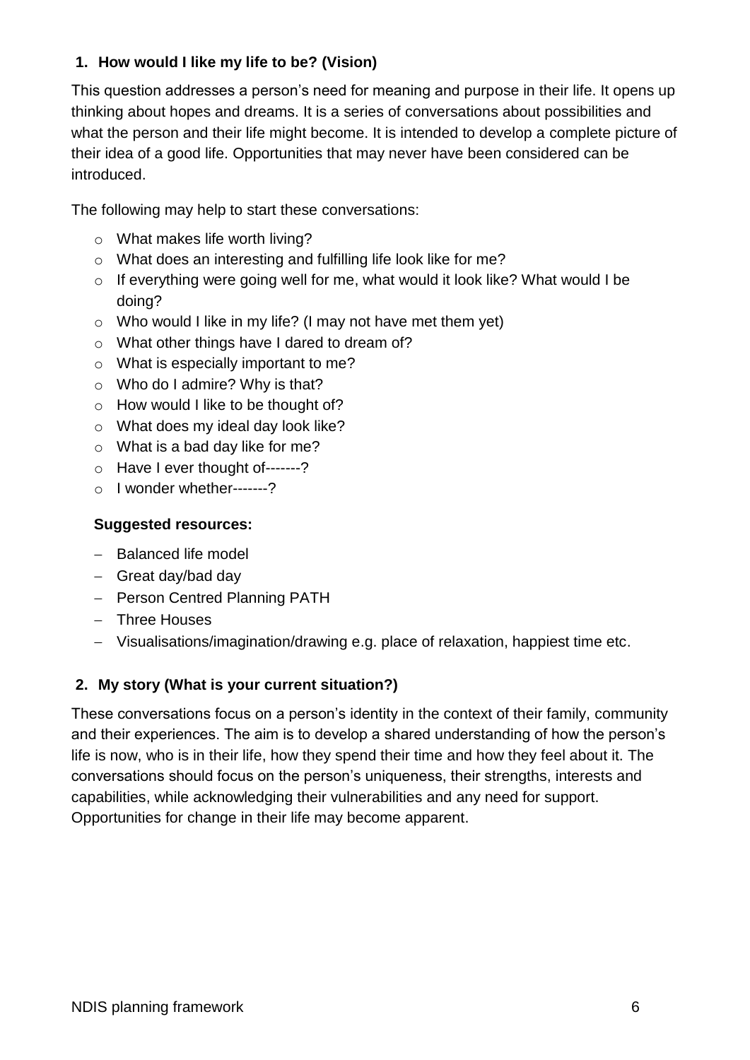## 1. How would I like my life to be? (Vision)

This question addresses a person's need for meaning and purpose in their life. It opens up thinking about hopes and dreams. It is a series of conversations about possibilities and what the person and their life might become. It is intended to develop a complete picture of their idea of a good life. Opportunities that may never have been considered can be introduced.

The following may help to start these conversations:

- What makes life worth living?
- What does an interesting and fulfilling life look like for me?
- If everything were going well for me, what would it look like? What would I be doing?
- Who would I like in my life? (I may not have met them yet)
- What other things have I dared to dream of?
- What is especially important to me?
- Who do I admire? Why is that?
- How would I like to be thought of?
- What does my ideal day look like?
- What is a bad day like for me?
- Have I ever thought of-------?
- I wonder whether-------?

**Suggested resources:**

- Balanced life model
- Great day/bad day
- Person Centred Planning PATH
- Three Houses
- Visualisations/imagination/drawing e.g. place of relaxation, happiest time etc.

## 2. My story (What is your current situation?)

These conversations focus on a person's identity in the context of their family, community and their experiences. The aim is to develop a shared understanding of how the person's life is now, who is in their life, how they spend their time and how they feel about it. The conversations should focus on the person's uniqueness, their strengths, interests and capabilities, while acknowledging their vulnerabilities and any need for support. Opportunities for change in their life may become apparent.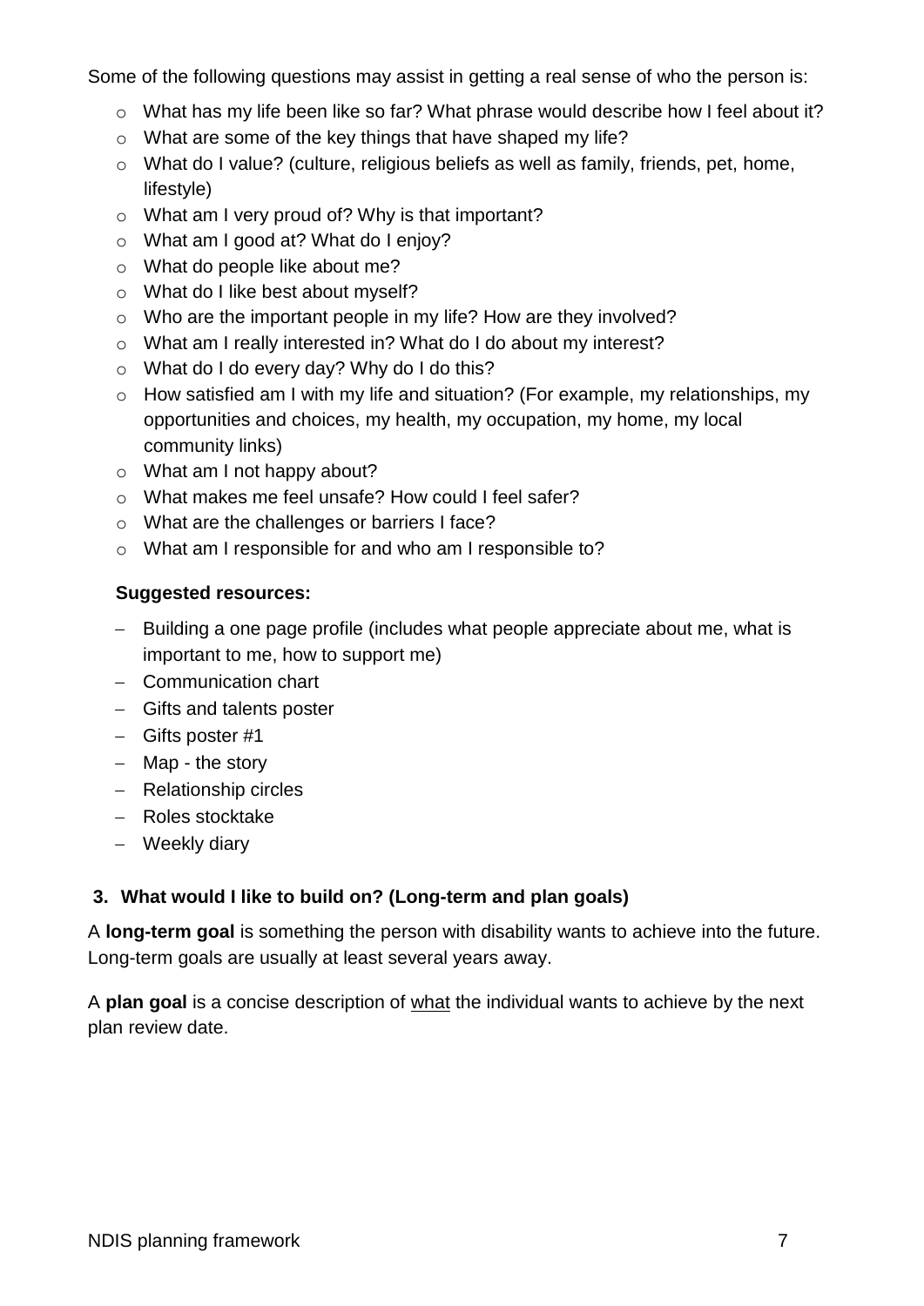Some of the following questions may assist in getting a real sense of who the person is:

- What has my life been like so far? What phrase would describe how I feel about it?
- What are some of the key things that have shaped my life?
- What do I value? (culture, religious beliefs as well as family, friends, pet, home, lifestyle)
- What am I very proud of? Why is that important?
- What am I good at? What do I enjoy?
- What do people like about me?
- What do I like best about myself?
- Who are the important people in my life? How are they involved?
- What am I really interested in? What do I do about my interest?
- What do I do every day? Why do I do this?
- How satisfied am I with my life and situation? (For example, my relationships, my opportunities and choices, my health, my occupation, my home, my local community links)
- What am I not happy about?
- What makes me feel unsafe? How could I feel safer?
- What are the challenges or barriers I face?
- What am I responsible for and who am I responsible to?

**Suggested resources:**

- Building a one page profile (includes what people appreciate about me, what is important to me, how to support me)
- Communication chart
- Gifts and talents poster
- Gifts poster #1
- Map - the story
- Relationship circles
- Roles stocktake
- Weekly diary

### 3. What would I like to build on? (Long-term and plan goals)

A **long-term goal** is something the person with disability wants to achieve into the future. Long-term goals are usually at least several years away.

A **plan goal** is a concise description of <u>what</u> the individual wants to achieve by the next plan review date.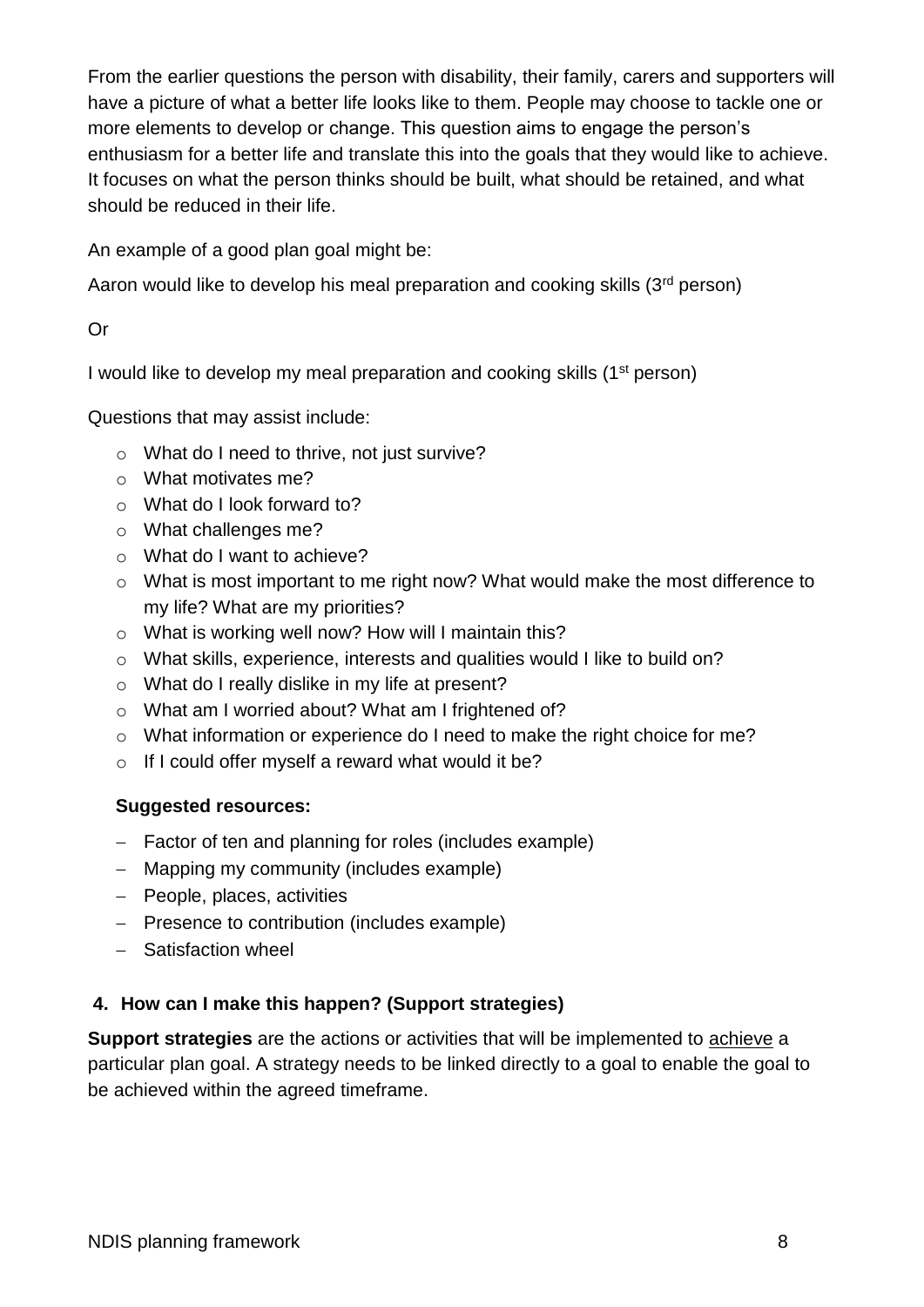From the earlier questions the person with disability, their family, carers and supporters will have a picture of what a better life looks like to them. People may choose to tackle one or more elements to develop or change. This question aims to engage the person's enthusiasm for a better life and translate this into the goals that they would like to achieve. It focuses on what the person thinks should be built, what should be retained, and what should be reduced in their life.

An example of a good plan goal might be:

Aaron would like to develop his meal preparation and cooking skills (3rd person)

Or

I would like to develop my meal preparation and cooking skills (1st person)

Questions that may assist include:

- What do I need to thrive, not just survive?
- What motivates me?
- What do I look forward to?
- What challenges me?
- What do I want to achieve?
- What is most important to me right now? What would make the most difference to my life? What are my priorities?
- What is working well now? How will I maintain this?
- What skills, experience, interests and qualities would I like to build on?
- What do I really dislike in my life at present?
- What am I worried about? What am I frightened of?
- What information or experience do I need to make the right choice for me?
- If I could offer myself a reward what would it be?

**Suggested resources:**

- Factor of ten and planning for roles (includes example)
- Mapping my community (includes example)
- People, places, activities
- Presence to contribution (includes example)
- Satisfaction wheel

### 4. How can I make this happen? (Support strategies)

**Support strategies** are the actions or activities that will be implemented to achieve a particular plan goal. A strategy needs to be linked directly to a goal to enable the goal to be achieved within the agreed timeframe.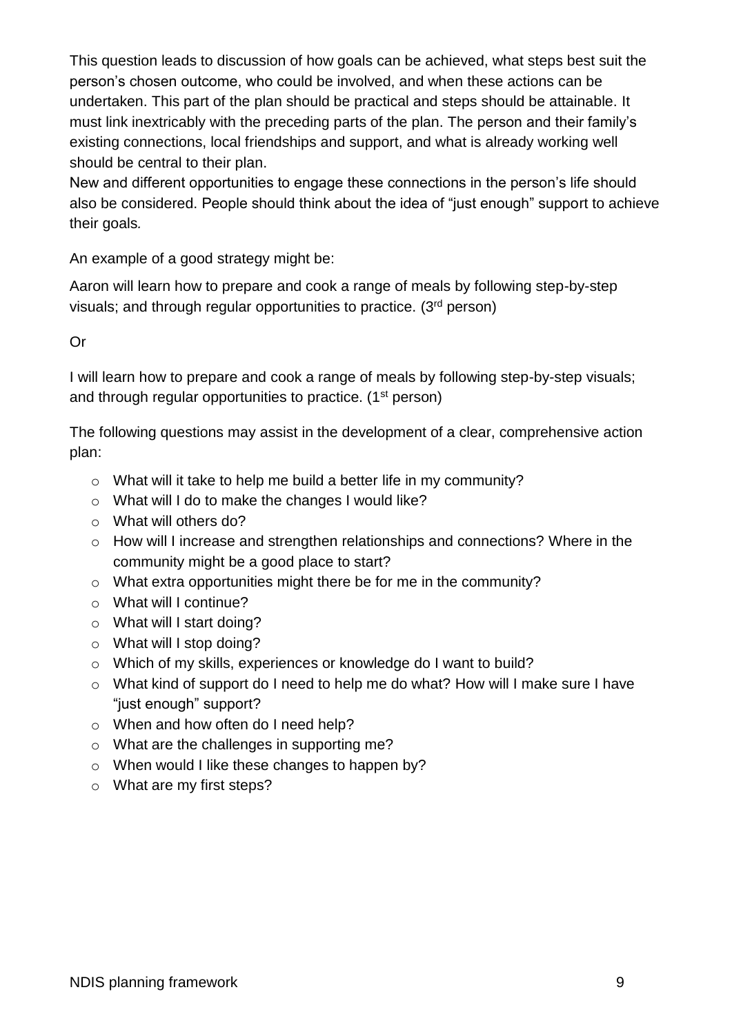This question leads to discussion of how goals can be achieved, what steps best suit the person's chosen outcome, who could be involved, and when these actions can be undertaken. This part of the plan should be practical and steps should be attainable. It must link inextricably with the preceding parts of the plan. The person and their family's existing connections, local friendships and support, and what is already working well should be central to their plan.

New and different opportunities to engage these connections in the person's life should also be considered. People should think about the idea of "just enough" support to achieve their goals.

An example of a good strategy might be:

Aaron will learn how to prepare and cook a range of meals by following step-by-step visuals; and through regular opportunities to practice. (3rd person)

Or

I will learn how to prepare and cook a range of meals by following step-by-step visuals; and through regular opportunities to practice. (1st person)

The following questions may assist in the development of a clear, comprehensive action plan:

- What will it take to help me build a better life in my community?
- What will I do to make the changes I would like?
- What will others do?
- How will I increase and strengthen relationships and connections? Where in the community might be a good place to start?
- What extra opportunities might there be for me in the community?
- What will I continue?
- What will I start doing?
- What will I stop doing?
- Which of my skills, experiences or knowledge do I want to build?
- What kind of support do I need to help me do what? How will I make sure I have "just enough" support?
- When and how often do I need help?
- What are the challenges in supporting me?
- When would I like these changes to happen by?
- What are my first steps?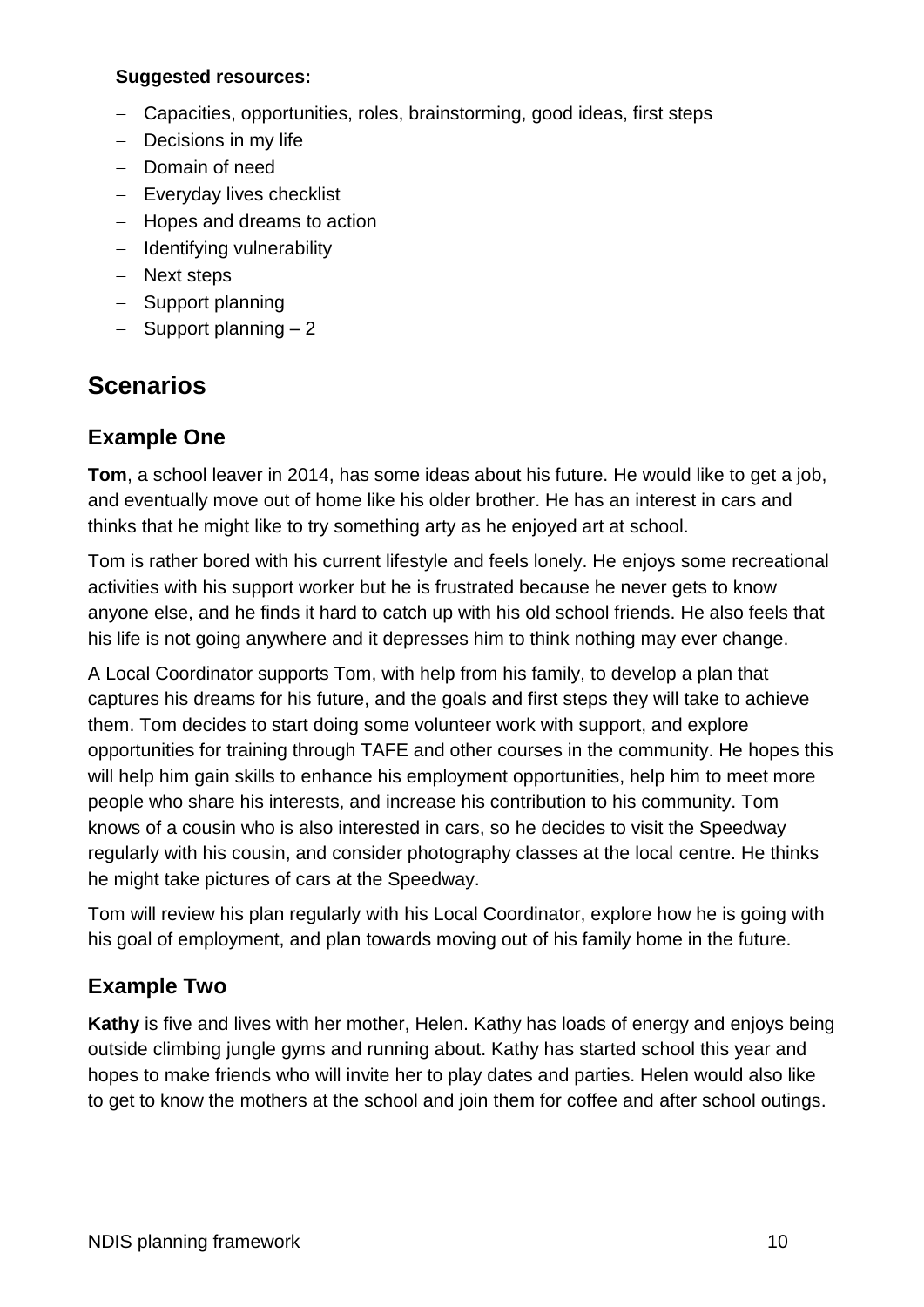**Suggested resources:**

- Capacities, opportunities, roles, brainstorming, good ideas, first steps
- Decisions in my life
- Domain of need
- Everyday lives checklist
- Hopes and dreams to action
- Identifying vulnerability
- Next steps
- Support planning
- Support planning – 2

## Scenarios

### Example One

**Tom**, a school leaver in 2014, has some ideas about his future. He would like to get a job, and eventually move out of home like his older brother. He has an interest in cars and thinks that he might like to try something arty as he enjoyed art at school.

Tom is rather bored with his current lifestyle and feels lonely. He enjoys some recreational activities with his support worker but he is frustrated because he never gets to know anyone else, and he finds it hard to catch up with his old school friends. He also feels that his life is not going anywhere and it depresses him to think nothing may ever change.

A Local Coordinator supports Tom, with help from his family, to develop a plan that captures his dreams for his future, and the goals and first steps they will take to achieve them. Tom decides to start doing some volunteer work with support, and explore opportunities for training through TAFE and other courses in the community. He hopes this will help him gain skills to enhance his employment opportunities, help him to meet more people who share his interests, and increase his contribution to his community. Tom knows of a cousin who is also interested in cars, so he decides to visit the Speedway regularly with his cousin, and consider photography classes at the local centre. He thinks he might take pictures of cars at the Speedway.

Tom will review his plan regularly with his Local Coordinator, explore how he is going with his goal of employment, and plan towards moving out of his family home in the future.

### Example Two

**Kathy** is five and lives with her mother, Helen. Kathy has loads of energy and enjoys being outside climbing jungle gyms and running about. Kathy has started school this year and hopes to make friends who will invite her to play dates and parties. Helen would also like to get to know the mothers at the school and join them for coffee and after school outings.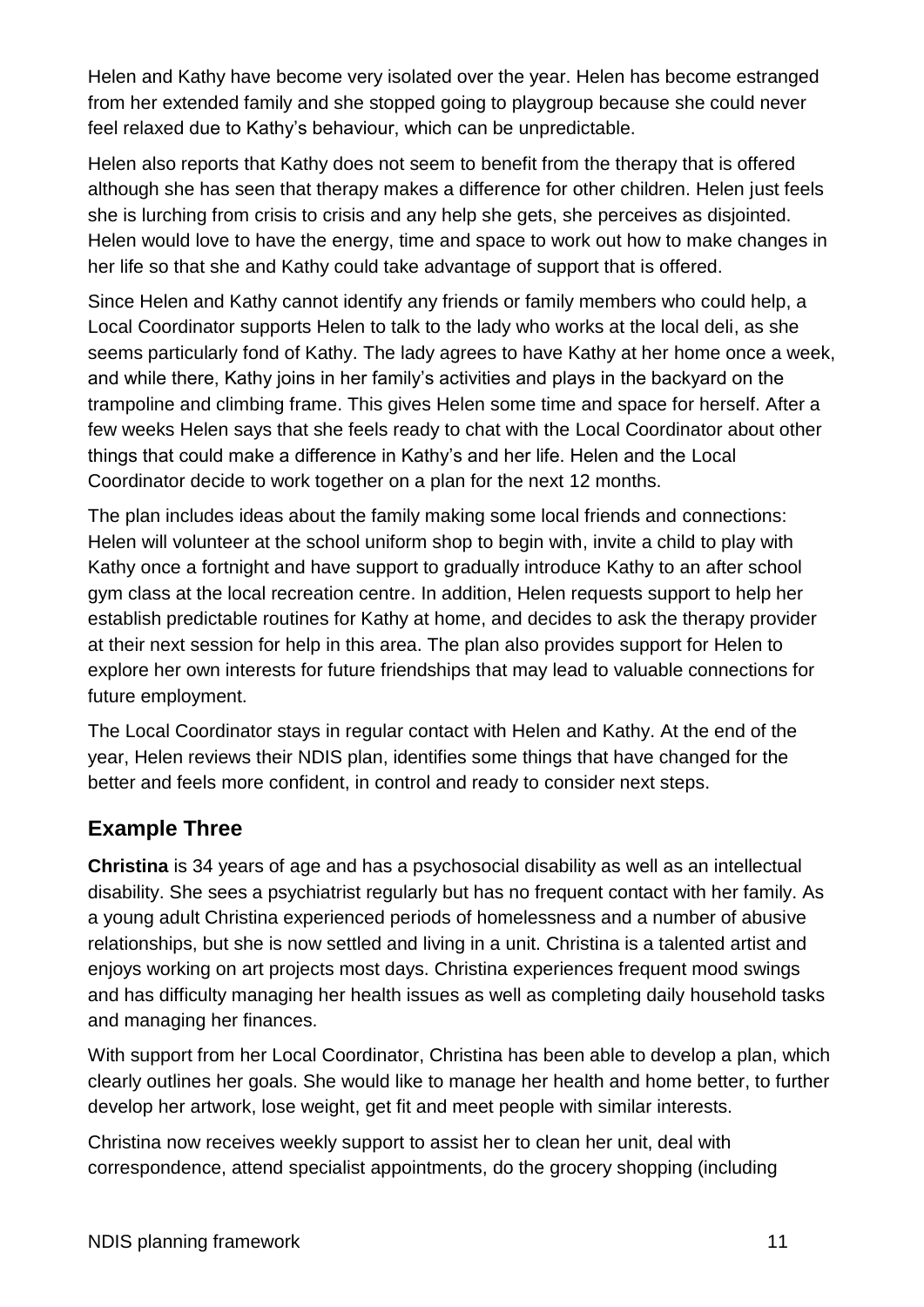Helen and Kathy have become very isolated over the year. Helen has become estranged from her extended family and she stopped going to playgroup because she could never feel relaxed due to Kathy's behaviour, which can be unpredictable.

Helen also reports that Kathy does not seem to benefit from the therapy that is offered although she has seen that therapy makes a difference for other children. Helen just feels she is lurching from crisis to crisis and any help she gets, she perceives as disjointed. Helen would love to have the energy, time and space to work out how to make changes in her life so that she and Kathy could take advantage of support that is offered.

Since Helen and Kathy cannot identify any friends or family members who could help, a Local Coordinator supports Helen to talk to the lady who works at the local deli, as she seems particularly fond of Kathy. The lady agrees to have Kathy at her home once a week, and while there, Kathy joins in her family's activities and plays in the backyard on the trampoline and climbing frame. This gives Helen some time and space for herself. After a few weeks Helen says that she feels ready to chat with the Local Coordinator about other things that could make a difference in Kathy's and her life. Helen and the Local Coordinator decide to work together on a plan for the next 12 months.

The plan includes ideas about the family making some local friends and connections: Helen will volunteer at the school uniform shop to begin with, invite a child to play with Kathy once a fortnight and have support to gradually introduce Kathy to an after school gym class at the local recreation centre. In addition, Helen requests support to help her establish predictable routines for Kathy at home, and decides to ask the therapy provider at their next session for help in this area. The plan also provides support for Helen to explore her own interests for future friendships that may lead to valuable connections for future employment.

The Local Coordinator stays in regular contact with Helen and Kathy. At the end of the year, Helen reviews their NDIS plan, identifies some things that have changed for the better and feels more confident, in control and ready to consider next steps.

## Example Three

**Christina** is 34 years of age and has a psychosocial disability as well as an intellectual disability. She sees a psychiatrist regularly but has no frequent contact with her family. As a young adult Christina experienced periods of homelessness and a number of abusive relationships, but she is now settled and living in a unit. Christina is a talented artist and enjoys working on art projects most days. Christina experiences frequent mood swings and has difficulty managing her health issues as well as completing daily household tasks and managing her finances.

With support from her Local Coordinator, Christina has been able to develop a plan, which clearly outlines her goals. She would like to manage her health and home better, to further develop her artwork, lose weight, get fit and meet people with similar interests.

Christina now receives weekly support to assist her to clean her unit, deal with correspondence, attend specialist appointments, do the grocery shopping (including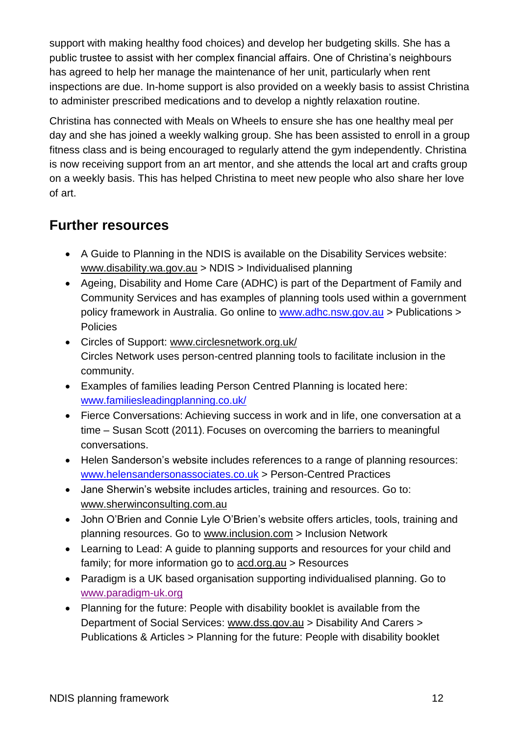support with making healthy food choices) and develop her budgeting skills. She has a public trustee to assist with her complex financial affairs. One of Christina's neighbours has agreed to help her manage the maintenance of her unit, particularly when rent inspections are due. In-home support is also provided on a weekly basis to assist Christina to administer prescribed medications and to develop a nightly relaxation routine.

Christina has connected with Meals on Wheels to ensure she has one healthy meal per day and she has joined a weekly walking group. She has been assisted to enroll in a group fitness class and is being encouraged to regularly attend the gym independently. Christina is now receiving support from an art mentor, and she attends the local art and crafts group on a weekly basis. This has helped Christina to meet new people who also share her love of art.

## Further resources

- A Guide to Planning in the NDIS is available on the Disability Services website: www.disability.wa.gov.au > NDIS > Individualised planning
- Ageing, Disability and Home Care (ADHC) is part of the Department of Family and Community Services and has examples of planning tools used within a government policy framework in Australia. Go online to www.adhc.nsw.gov.au > Publications > Policies
- Circles of Support: www.circlesnetwork.org.uk/
  Circles Network uses person-centred planning tools to facilitate inclusion in the community.
- Examples of families leading Person Centred Planning is located here: www.familiesleadingplanning.co.uk/
- Fierce Conversations: Achieving success in work and in life, one conversation at a time – Susan Scott (2011). Focuses on overcoming the barriers to meaningful conversations.
- Helen Sanderson's website includes references to a range of planning resources: www.helensandersonassociates.co.uk > Person-Centred Practices
- Jane Sherwin's website includes articles, training and resources. Go to: www.sherwinconsulting.com.au
- John O'Brien and Connie Lyle O'Brien's website offers articles, tools, training and planning resources. Go to www.inclusion.com > Inclusion Network
- Learning to Lead: A guide to planning supports and resources for your child and family; for more information go to acd.org.au > Resources
- Paradigm is a UK based organisation supporting individualised planning. Go to www.paradigm-uk.org
- Planning for the future: People with disability booklet is available from the Department of Social Services: www.dss.gov.au > Disability And Carers > Publications & Articles > Planning for the future: People with disability booklet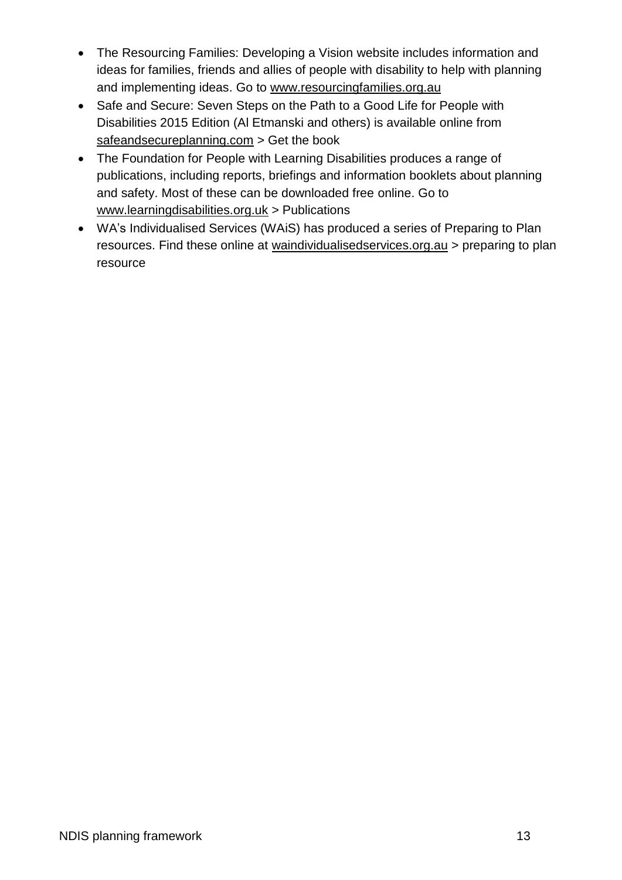- The Resourcing Families: Developing a Vision website includes information and ideas for families, friends and allies of people with disability to help with planning and implementing ideas. Go to www.resourcingfamilies.org.au
- Safe and Secure: Seven Steps on the Path to a Good Life for People with Disabilities 2015 Edition (Al Etmanski and others) is available online from safeandsecureplanning.com > Get the book
- The Foundation for People with Learning Disabilities produces a range of publications, including reports, briefings and information booklets about planning and safety. Most of these can be downloaded free online. Go to www.learningdisabilities.org.uk > Publications
- WA's Individualised Services (WAiS) has produced a series of Preparing to Plan resources. Find these online at waindividualisedservices.org.au > preparing to plan resource